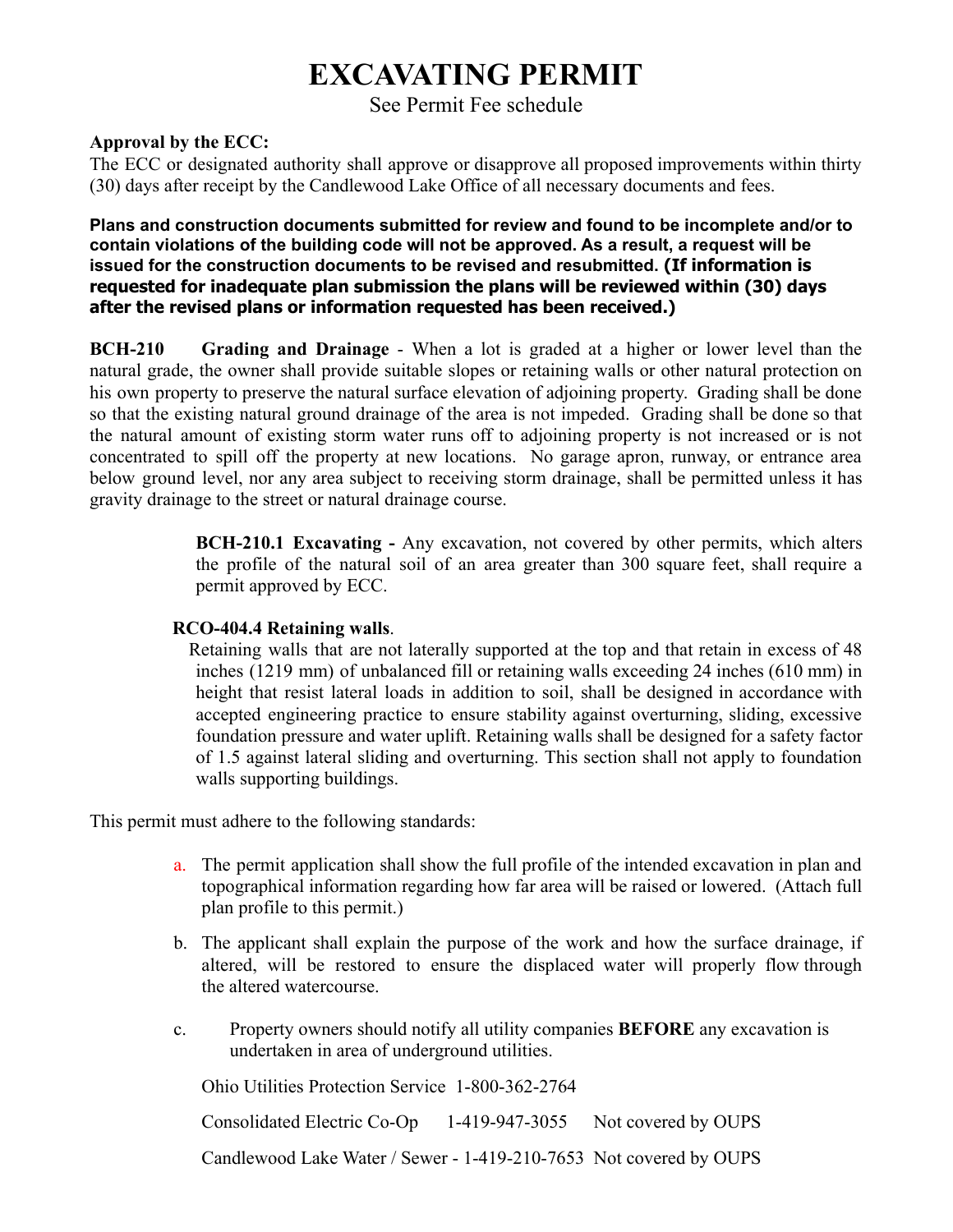# EXCAVATING PERMIT

See Permit Fee schedule

**Approval by the ECC:**
The ECC or designated authority shall approve or disapprove all proposed improvements within thirty (30) days after receipt by the Candlewood Lake Office of all necessary documents and fees.

**Plans and construction documents submitted for review and found to be incomplete and/or to contain violations of the building code will not be approved. As a result, a request will be issued for the construction documents to be revised and resubmitted. (If information is requested for inadequate plan submission the plans will be reviewed within (30) days after the revised plans or information requested has been received.)**

**BCH-210 Grading and Drainage** - When a lot is graded at a higher or lower level than the natural grade, the owner shall provide suitable slopes or retaining walls or other natural protection on his own property to preserve the natural surface elevation of adjoining property. Grading shall be done so that the existing natural ground drainage of the area is not impeded. Grading shall be done so that the natural amount of existing storm water runs off to adjoining property is not increased or is not concentrated to spill off the property at new locations. No garage apron, runway, or entrance area below ground level, nor any area subject to receiving storm drainage, shall be permitted unless it has gravity drainage to the street or natural drainage course.

> **BCH-210.1 Excavating -** Any excavation, not covered by other permits, which alters the profile of the natural soil of an area greater than 300 square feet, shall require a permit approved by ECC.

**RCO-404.4 Retaining walls**.

Retaining walls that are not laterally supported at the top and that retain in excess of 48 inches (1219 mm) of unbalanced fill or retaining walls exceeding 24 inches (610 mm) in height that resist lateral loads in addition to soil, shall be designed in accordance with accepted engineering practice to ensure stability against overturning, sliding, excessive foundation pressure and water uplift. Retaining walls shall be designed for a safety factor of 1.5 against lateral sliding and overturning. This section shall not apply to foundation walls supporting buildings.

This permit must adhere to the following standards:

a. The permit application shall show the full profile of the intended excavation in plan and topographical information regarding how far area will be raised or lowered. (Attach full plan profile to this permit.)

b. The applicant shall explain the purpose of the work and how the surface drainage, if altered, will be restored to ensure the displaced water will properly flow through the altered watercourse.

c. Property owners should notify all utility companies **BEFORE** any excavation is undertaken in area of underground utilities.

   Ohio Utilities Protection Service 1-800-362-2764

   Consolidated Electric Co-Op 1-419-947-3055 Not covered by OUPS

   Candlewood Lake Water / Sewer - 1-419-210-7653 Not covered by OUPS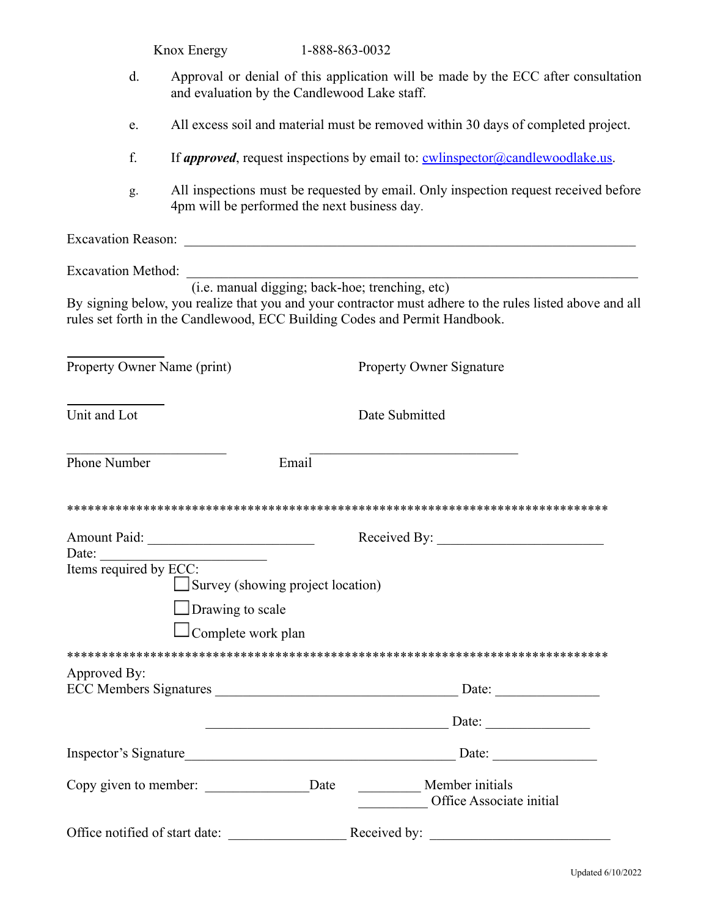Knox Energy 1-888-863-0032

d. Approval or denial of this application will be made by the ECC after consultation and evaluation by the Candlewood Lake staff.

e. All excess soil and material must be removed within 30 days of completed project.

f. If ***approved***, request inspections by email to: cwlinspector@candlewoodlake.us.

g. All inspections must be requested by email. Only inspection request received before 4pm will be performed the next business day.

Excavation Reason: ________________________________________________________________

Excavation Method: ________________________________________________________________
(i.e. manual digging; back-hoe; trenching, etc)

By signing below, you realize that you and your contractor must adhere to the rules listed above and all rules set forth in the Candlewood, ECC Building Codes and Permit Handbook.

________________
Property Owner Name (print) Property Owner Signature

________________
Unit and Lot Date Submitted

______________________ ______________________________
Phone Number Email

*******************************************************************************

Amount Paid: ______________________ Received By: ______________________
Date: ______________________
Items required by ECC:

- ☐ Survey (showing project location)
- ☐ Drawing to scale
- ☐ Complete work plan

*******************************************************************************

Approved By:
ECC Members Signatures ________________________________ Date: ______________

________________________________ Date: ______________

Inspector's Signature________________________________________ Date: ______________

Copy given to member: ______________Date _________ Member initials
__________ Office Associate initial

Office notified of start date: ________________ Received by: ______________________

Updated 6/10/2022